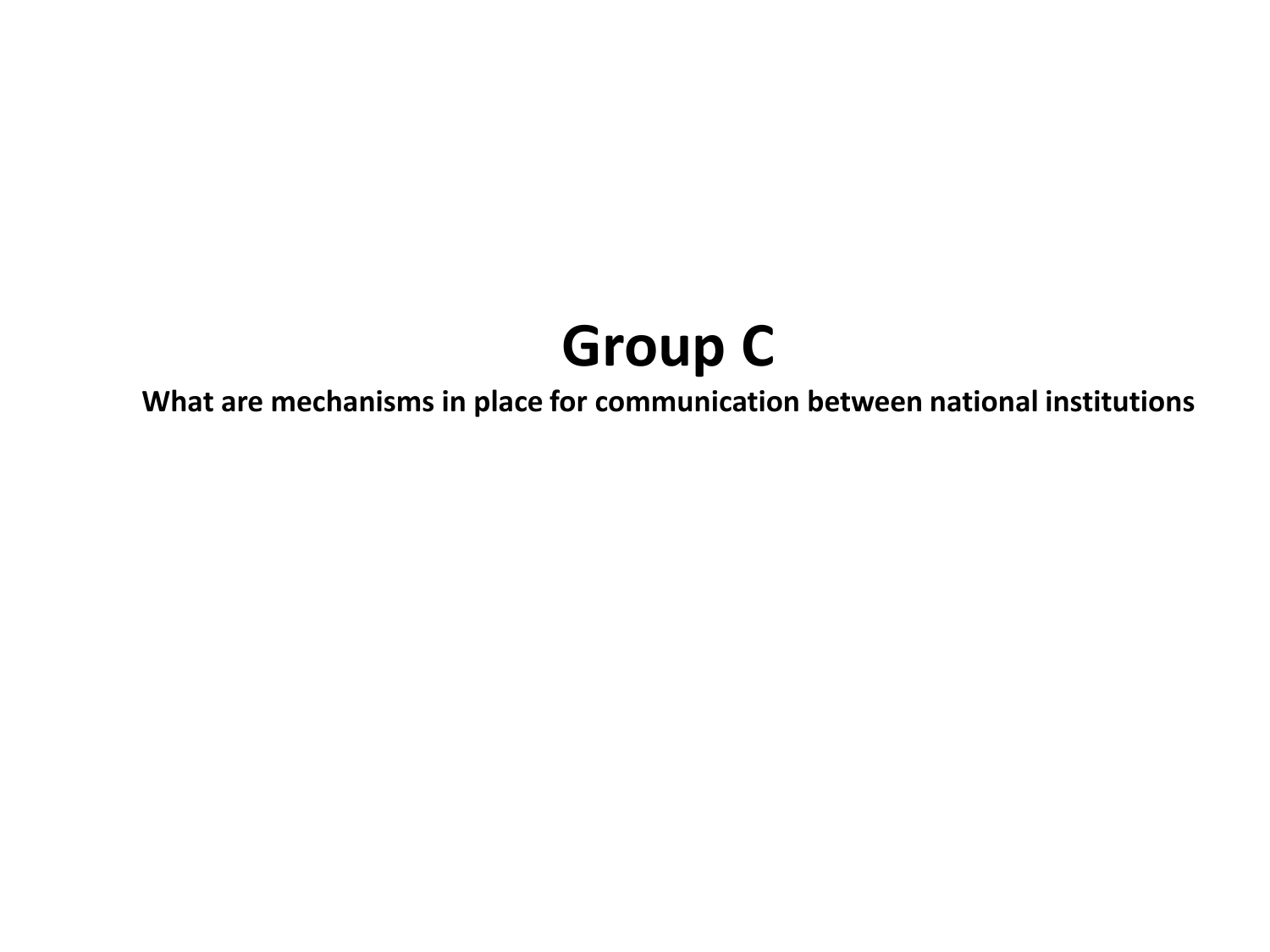# Group C

**What are mechanisms in place for communication between national institutions**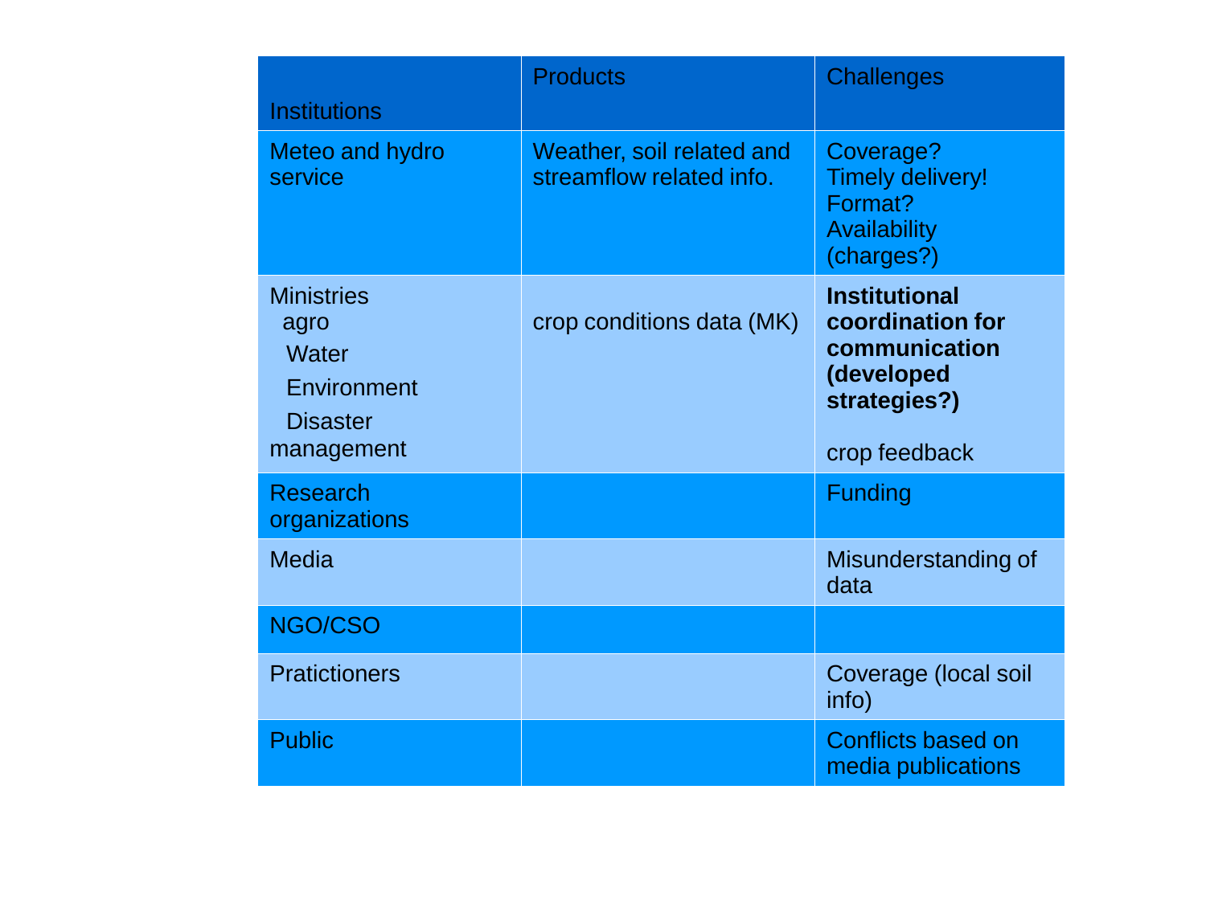| Institutions | Products | Challenges |
|---|---|---|
| Meteo and hydro service | Weather, soil related and streamflow related info. | Coverage?<br>Timely delivery!<br>Format?<br>Availability (charges?) |
| Ministries<br>agro<br>Water<br>Environment<br>Disaster management | crop conditions data (MK) | **Institutional coordination for communication (developed strategies?)**<br><br>crop feedback |
| Research organizations | | Funding |
| Media | | Misunderstanding of data |
| NGO/CSO | | |
| Praticitioners | | Coverage (local soil info) |
| Public | | Conflicts based on media publications |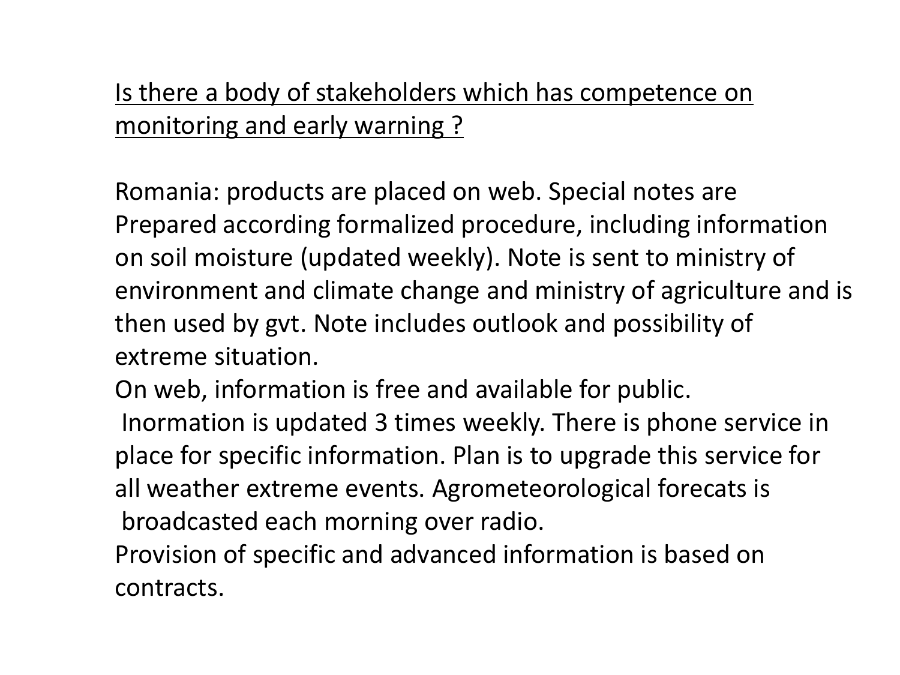<u>Is there a body of stakeholders which has competence on monitoring and early warning ?</u>

Romania: products are placed on web. Special notes are Prepared according formalized procedure, including information on soil moisture (updated weekly). Note is sent to ministry of environment and climate change and ministry of agriculture and is then used by gvt. Note includes outlook and possibility of extreme situation.

On web, information is free and available for public.

Inormation is updated 3 times weekly. There is phone service in place for specific information. Plan is to upgrade this service for all weather extreme events. Agrometeorological forecats is broadcasted each morning over radio.

Provision of specific and advanced information is based on contracts.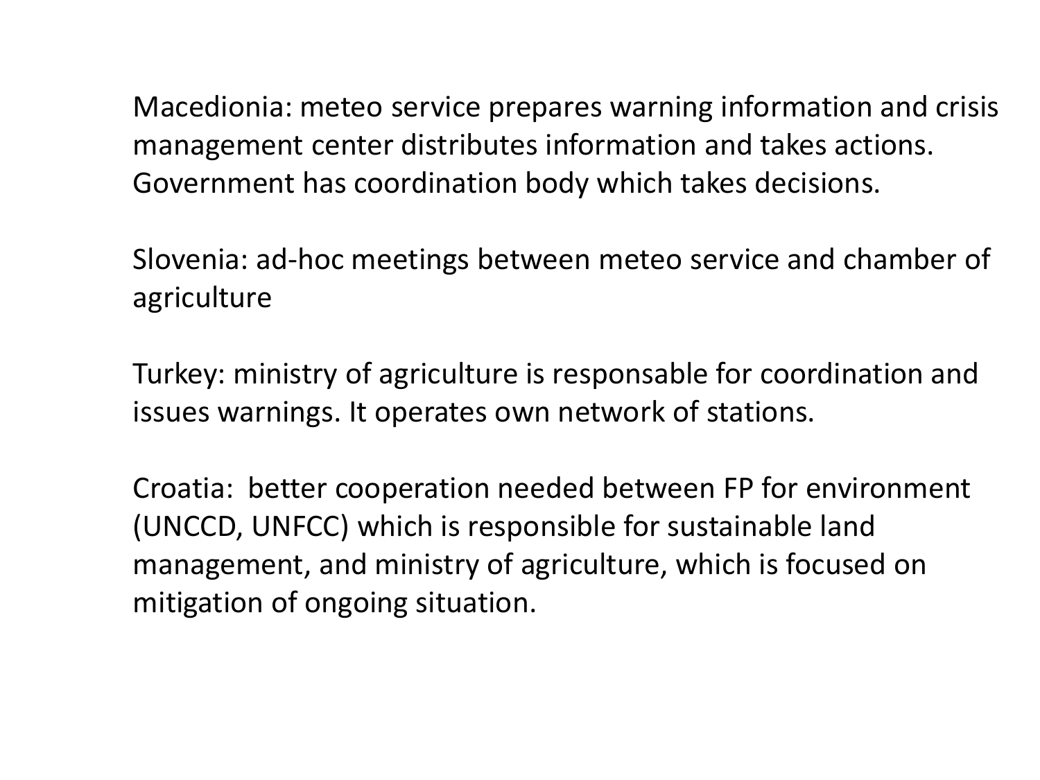Macedionia: meteo service prepares warning information and crisis management center distributes information and takes actions. Government has coordination body which takes decisions.

Slovenia: ad-hoc meetings between meteo service and chamber of agriculture

Turkey: ministry of agriculture is responsable for coordination and issues warnings. It operates own network of stations.

Croatia: better cooperation needed between FP for environment (UNCCD, UNFCC) which is responsible for sustainable land management, and ministry of agriculture, which is focused on mitigation of ongoing situation.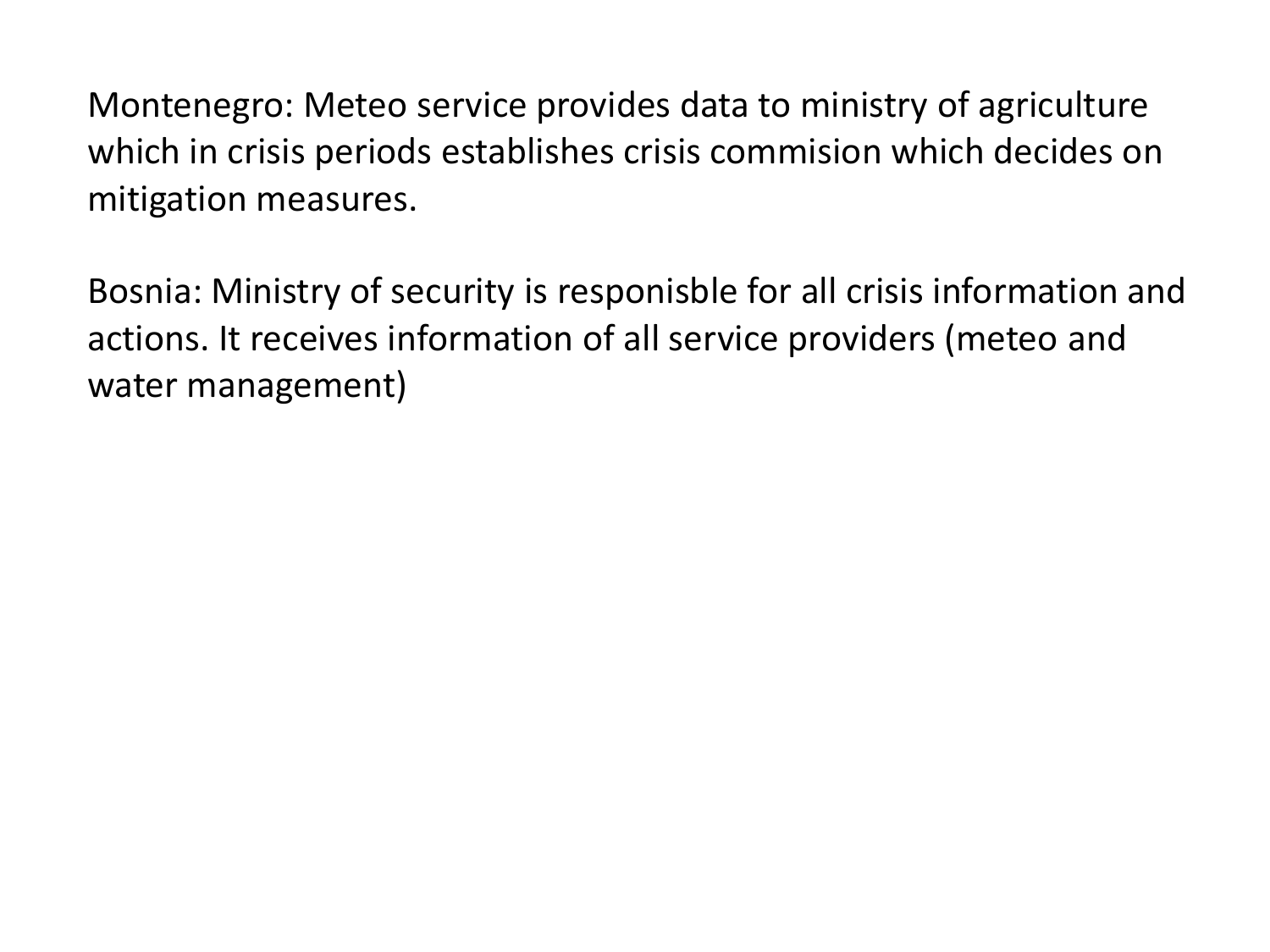Montenegro: Meteo service provides data to ministry of agriculture which in crisis periods establishes crisis commision which decides on mitigation measures.

Bosnia: Ministry of security is responisble for all crisis information and actions. It receives information of all service providers (meteo and water management)